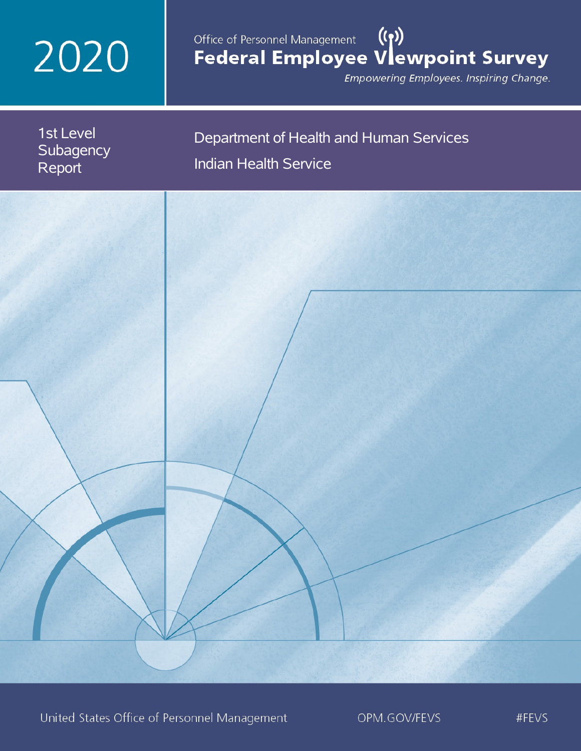# 2020

Office of Personnel Management

# Federal Employee Viewpoint Survey

*Empowering Employees. Inspiring Change.*

1st Level Subagency Report

## Department of Health and Human Services

## Indian Health Service

United States Office of Personnel Management

OPM.GOV/FEVS

#FEVS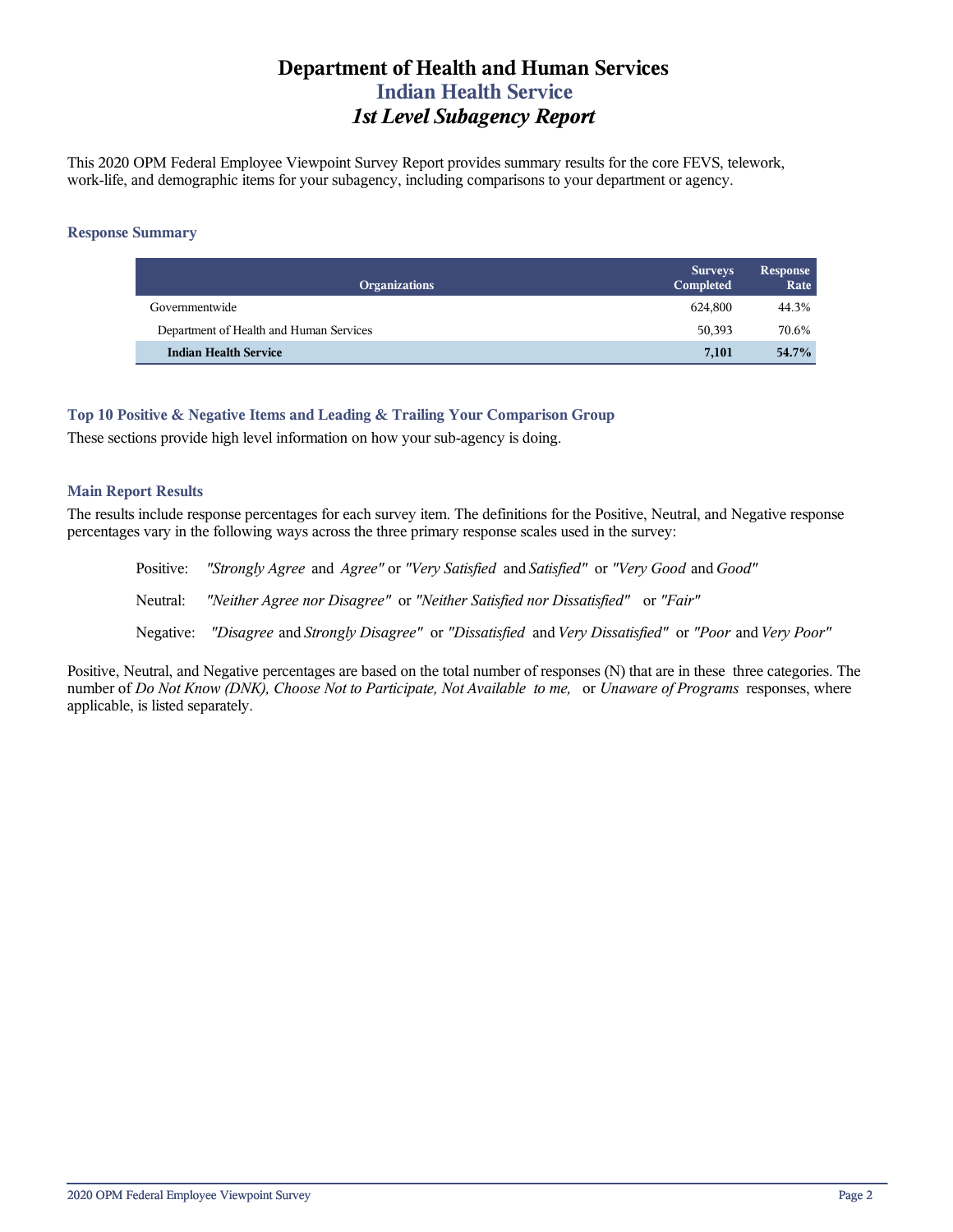# Department of Health and Human Services
## Indian Health Service
### *1st Level Subagency Report*

This 2020 OPM Federal Employee Viewpoint Survey Report provides summary results for the core FEVS, telework, work-life, and demographic items for your subagency, including comparisons to your department or agency.

#### Response Summary

| Organizations | Surveys Completed | Response Rate |
|---|---|---|
| Governmentwide | 624,800 | 44.3% |
| Department of Health and Human Services | 50,393 | 70.6% |
| **Indian Health Service** | **7,101** | **54.7%** |

#### Top 10 Positive & Negative Items and Leading & Trailing Your Comparison Group

These sections provide high level information on how your sub-agency is doing.

#### Main Report Results

The results include response percentages for each survey item. The definitions for the Positive, Neutral, and Negative response percentages vary in the following ways across the three primary response scales used in the survey:

Positive: *"Strongly Agree* and *Agree"* or *"Very Satisfied* and *Satisfied"* or *"Very Good* and *Good"*

Neutral: *"Neither Agree nor Disagree"* or *"Neither Satisfied nor Dissatisfied"* or *"Fair"*

Negative: *"Disagree* and *Strongly Disagree"* or *"Dissatisfied* and *Very Dissatisfied"* or *"Poor* and *Very Poor"*

Positive, Neutral, and Negative percentages are based on the total number of responses (N) that are in these three categories. The number of *Do Not Know (DNK), Choose Not to Participate, Not Available to me,* or *Unaware of Programs* responses, where applicable, is listed separately.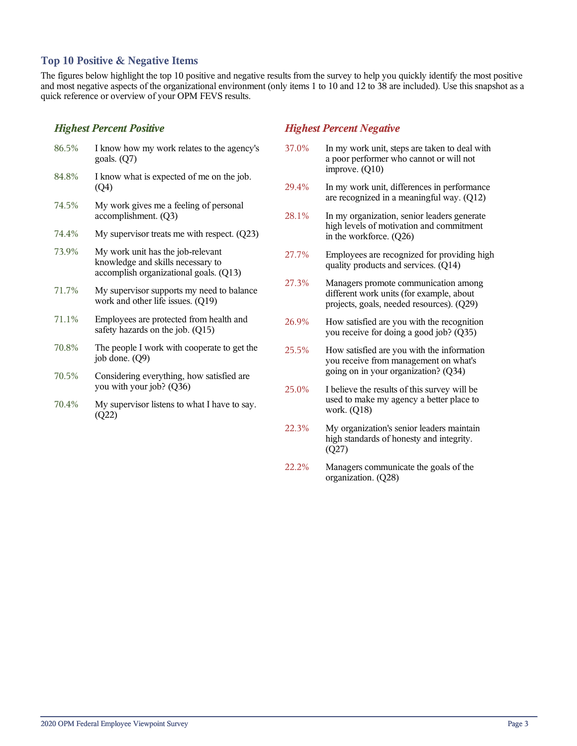## Top 10 Positive & Negative Items

The figures below highlight the top 10 positive and negative results from the survey to help you quickly identify the most positive and most negative aspects of the organizational environment (only items 1 to 10 and 12 to 38 are included). Use this snapshot as a quick reference or overview of your OPM FEVS results.

### *Highest Percent Positive*

| | |
|---|---|
| 86.5% | I know how my work relates to the agency's goals. (Q7) |
| 84.8% | I know what is expected of me on the job. (Q4) |
| 74.5% | My work gives me a feeling of personal accomplishment. (Q3) |
| 74.4% | My supervisor treats me with respect. (Q23) |
| 73.9% | My work unit has the job-relevant knowledge and skills necessary to accomplish organizational goals. (Q13) |
| 71.7% | My supervisor supports my need to balance work and other life issues. (Q19) |
| 71.1% | Employees are protected from health and safety hazards on the job. (Q15) |
| 70.8% | The people I work with cooperate to get the job done. (Q9) |
| 70.5% | Considering everything, how satisfied are you with your job? (Q36) |
| 70.4% | My supervisor listens to what I have to say. (Q22) |

### *Highest Percent Negative*

| | |
|---|---|
| 37.0% | In my work unit, steps are taken to deal with a poor performer who cannot or will not improve. (Q10) |
| 29.4% | In my work unit, differences in performance are recognized in a meaningful way. (Q12) |
| 28.1% | In my organization, senior leaders generate high levels of motivation and commitment in the workforce. (Q26) |
| 27.7% | Employees are recognized for providing high quality products and services. (Q14) |
| 27.3% | Managers promote communication among different work units (for example, about projects, goals, needed resources). (Q29) |
| 26.9% | How satisfied are you with the recognition you receive for doing a good job? (Q35) |
| 25.5% | How satisfied are you with the information you receive from management on what's going on in your organization? (Q34) |
| 25.0% | I believe the results of this survey will be used to make my agency a better place to work. (Q18) |
| 22.3% | My organization's senior leaders maintain high standards of honesty and integrity. (Q27) |
| 22.2% | Managers communicate the goals of the organization. (Q28) |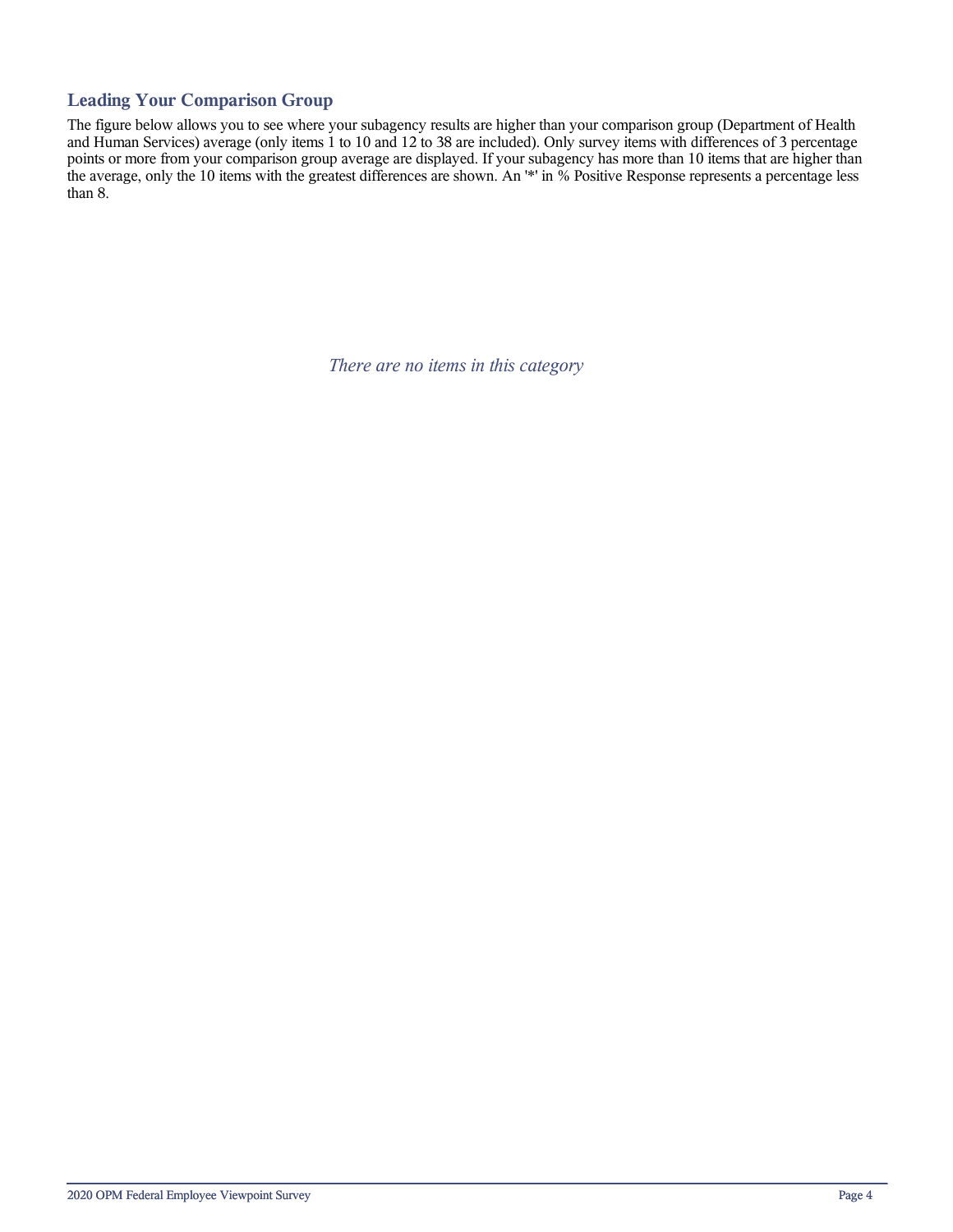## Leading Your Comparison Group

The figure below allows you to see where your subagency results are higher than your comparison group (Department of Health and Human Services) average (only items 1 to 10 and 12 to 38 are included). Only survey items with differences of 3 percentage points or more from your comparison group average are displayed. If your subagency has more than 10 items that are higher than the average, only the 10 items with the greatest differences are shown. An '*' in % Positive Response represents a percentage less than 8.

*There are no items in this category*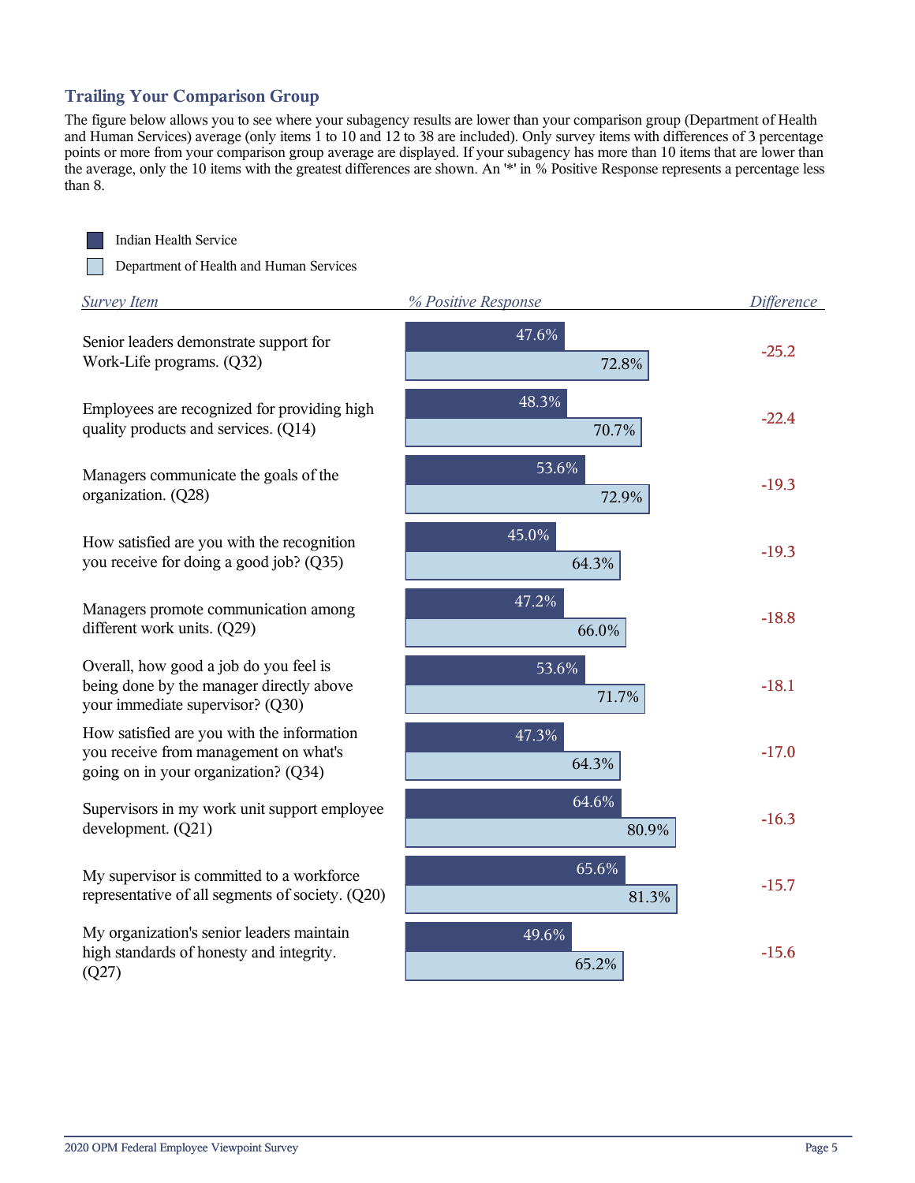## Trailing Your Comparison Group

The figure below allows you to see where your subagency results are lower than your comparison group (Department of Health and Human Services) average (only items 1 to 10 and 12 to 38 are included). Only survey items with differences of 3 percentage points or more from your comparison group average are displayed. If your subagency has more than 10 items that are lower than the average, only the 10 items with the greatest differences are shown. An '*' in % Positive Response represents a percentage less than 8.

| *Survey Item* | *% Positive Response* Indian Health Service | *% Positive Response* Department of Health and Human Services | *Difference* |
|---|---|---|---|
| Senior leaders demonstrate support for Work-Life programs. (Q32) | 47.6% | 72.8% | -25.2 |
| Employees are recognized for providing high quality products and services. (Q14) | 48.3% | 70.7% | -22.4 |
| Managers communicate the goals of the organization. (Q28) | 53.6% | 72.9% | -19.3 |
| How satisfied are you with the recognition you receive for doing a good job? (Q35) | 45.0% | 64.3% | -19.3 |
| Managers promote communication among different work units. (Q29) | 47.2% | 66.0% | -18.8 |
| Overall, how good a job do you feel is being done by the manager directly above your immediate supervisor? (Q30) | 53.6% | 71.7% | -18.1 |
| How satisfied are you with the information you receive from management on what's going on in your organization? (Q34) | 47.3% | 64.3% | -17.0 |
| Supervisors in my work unit support employee development. (Q21) | 64.6% | 80.9% | -16.3 |
| My supervisor is committed to a workforce representative of all segments of society. (Q20) | 65.6% | 81.3% | -15.7 |
| My organization's senior leaders maintain high standards of honesty and integrity. (Q27) | 49.6% | 65.2% | -15.6 |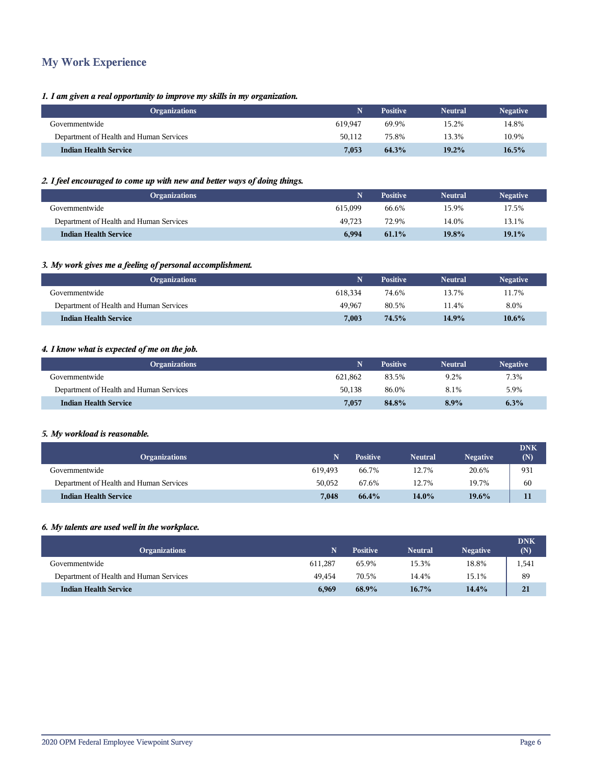## My Work Experience

*1. I am given a real opportunity to improve my skills in my organization.*

| Organizations | N | Positive | Neutral | Negative |
|---|---|---|---|---|
| Governmentwide | 619,947 | 69.9% | 15.2% | 14.8% |
| Department of Health and Human Services | 50,112 | 75.8% | 13.3% | 10.9% |
| **Indian Health Service** | **7,053** | **64.3%** | **19.2%** | **16.5%** |

*2. I feel encouraged to come up with new and better ways of doing things.*

| Organizations | N | Positive | Neutral | Negative |
|---|---|---|---|---|
| Governmentwide | 615,099 | 66.6% | 15.9% | 17.5% |
| Department of Health and Human Services | 49,723 | 72.9% | 14.0% | 13.1% |
| **Indian Health Service** | **6,994** | **61.1%** | **19.8%** | **19.1%** |

*3. My work gives me a feeling of personal accomplishment.*

| Organizations | N | Positive | Neutral | Negative |
|---|---|---|---|---|
| Governmentwide | 618,334 | 74.6% | 13.7% | 11.7% |
| Department of Health and Human Services | 49,967 | 80.5% | 11.4% | 8.0% |
| **Indian Health Service** | **7,003** | **74.5%** | **14.9%** | **10.6%** |

*4. I know what is expected of me on the job.*

| Organizations | N | Positive | Neutral | Negative |
|---|---|---|---|---|
| Governmentwide | 621,862 | 83.5% | 9.2% | 7.3% |
| Department of Health and Human Services | 50,138 | 86.0% | 8.1% | 5.9% |
| **Indian Health Service** | **7,057** | **84.8%** | **8.9%** | **6.3%** |

*5. My workload is reasonable.*

| Organizations | N | Positive | Neutral | Negative | DNK (N) |
|---|---|---|---|---|---|
| Governmentwide | 619,493 | 66.7% | 12.7% | 20.6% | 931 |
| Department of Health and Human Services | 50,052 | 67.6% | 12.7% | 19.7% | 60 |
| **Indian Health Service** | **7,048** | **66.4%** | **14.0%** | **19.6%** | **11** |

*6. My talents are used well in the workplace.*

| Organizations | N | Positive | Neutral | Negative | DNK (N) |
|---|---|---|---|---|---|
| Governmentwide | 611,287 | 65.9% | 15.3% | 18.8% | 1,541 |
| Department of Health and Human Services | 49,454 | 70.5% | 14.4% | 15.1% | 89 |
| **Indian Health Service** | **6,969** | **68.9%** | **16.7%** | **14.4%** | **21** |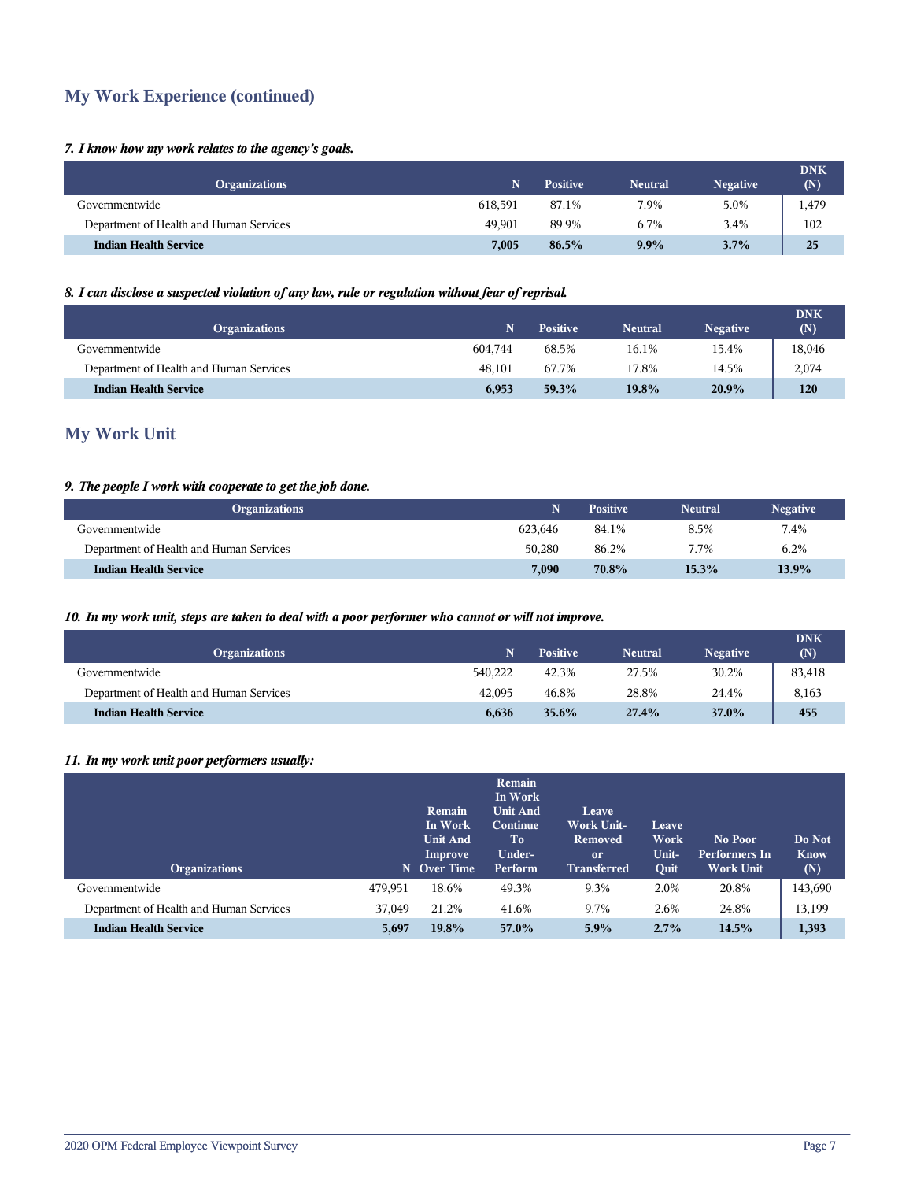## My Work Experience (continued)

***7. I know how my work relates to the agency's goals.***

| Organizations | N | Positive | Neutral | Negative | DNK (N) |
|---|---|---|---|---|---|
| Governmentwide | 618,591 | 87.1% | 7.9% | 5.0% | 1,479 |
| Department of Health and Human Services | 49,901 | 89.9% | 6.7% | 3.4% | 102 |
| **Indian Health Service** | **7,005** | **86.5%** | **9.9%** | **3.7%** | **25** |

***8. I can disclose a suspected violation of any law, rule or regulation without fear of reprisal.***

| Organizations | N | Positive | Neutral | Negative | DNK (N) |
|---|---|---|---|---|---|
| Governmentwide | 604,744 | 68.5% | 16.1% | 15.4% | 18,046 |
| Department of Health and Human Services | 48,101 | 67.7% | 17.8% | 14.5% | 2,074 |
| **Indian Health Service** | **6,953** | **59.3%** | **19.8%** | **20.9%** | **120** |

## My Work Unit

***9. The people I work with cooperate to get the job done.***

| Organizations | N | Positive | Neutral | Negative |
|---|---|---|---|---|
| Governmentwide | 623,646 | 84.1% | 8.5% | 7.4% |
| Department of Health and Human Services | 50,280 | 86.2% | 7.7% | 6.2% |
| **Indian Health Service** | **7,090** | **70.8%** | **15.3%** | **13.9%** |

***10. In my work unit, steps are taken to deal with a poor performer who cannot or will not improve.***

| Organizations | N | Positive | Neutral | Negative | DNK (N) |
|---|---|---|---|---|---|
| Governmentwide | 540,222 | 42.3% | 27.5% | 30.2% | 83,418 |
| Department of Health and Human Services | 42,095 | 46.8% | 28.8% | 24.4% | 8,163 |
| **Indian Health Service** | **6,636** | **35.6%** | **27.4%** | **37.0%** | **455** |

***11. In my work unit poor performers usually:***

| Organizations | N | Remain In Work Unit And Improve Over Time | Remain In Work Unit And Continue To Under-Perform | Leave Work Unit-Removed or Transferred | Leave Work Unit-Quit | No Poor Performers In Work Unit | Do Not Know (N) |
|---|---|---|---|---|---|---|---|
| Governmentwide | 479,951 | 18.6% | 49.3% | 9.3% | 2.0% | 20.8% | 143,690 |
| Department of Health and Human Services | 37,049 | 21.2% | 41.6% | 9.7% | 2.6% | 24.8% | 13,199 |
| **Indian Health Service** | **5,697** | **19.8%** | **57.0%** | **5.9%** | **2.7%** | **14.5%** | **1,393** |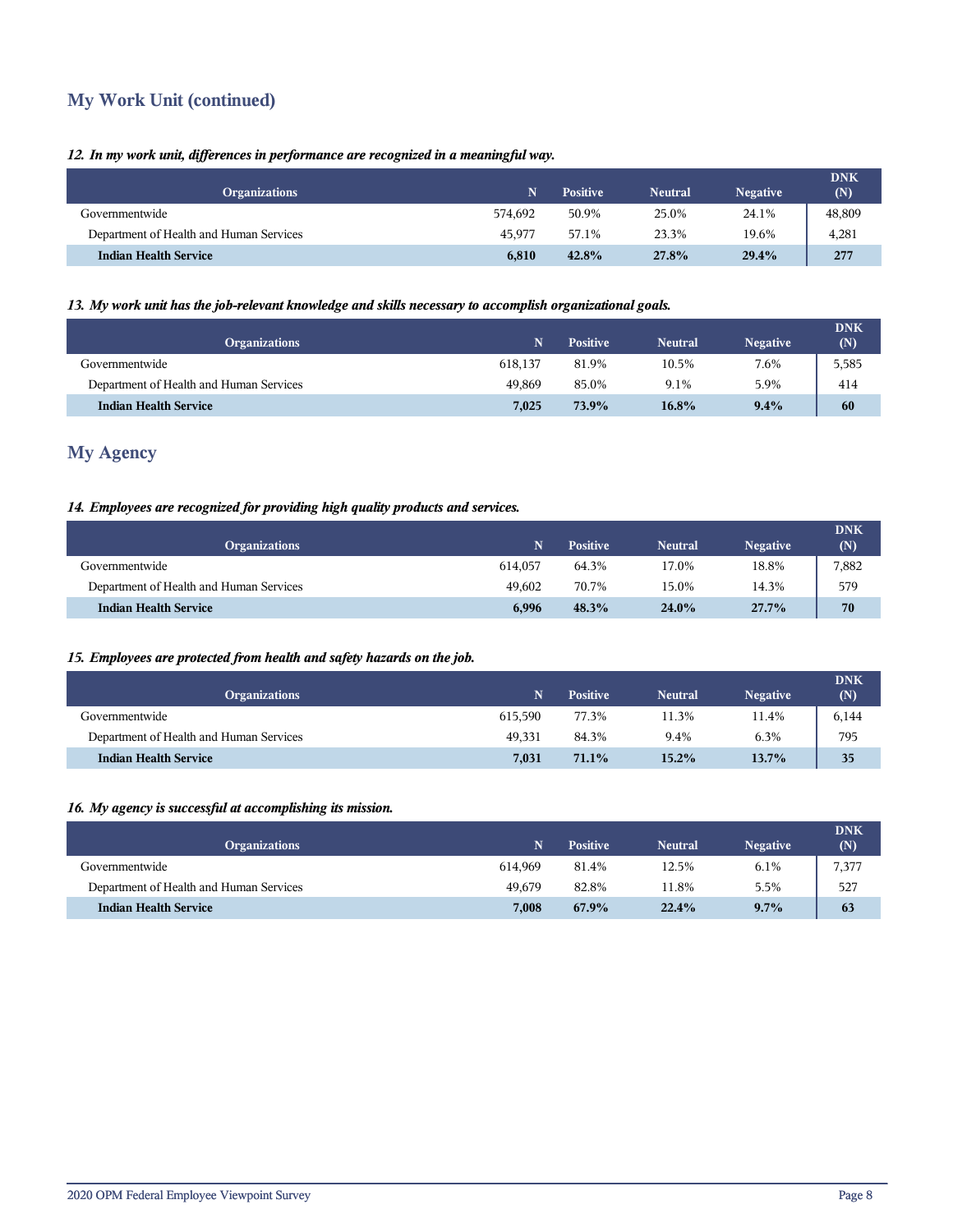## My Work Unit (continued)

*12. In my work unit, differences in performance are recognized in a meaningful way.*

| Organizations | N | Positive | Neutral | Negative | DNK (N) |
|---|---|---|---|---|---|
| Governmentwide | 574,692 | 50.9% | 25.0% | 24.1% | 48,809 |
| Department of Health and Human Services | 45,977 | 57.1% | 23.3% | 19.6% | 4,281 |
| **Indian Health Service** | **6,810** | **42.8%** | **27.8%** | **29.4%** | **277** |

*13. My work unit has the job-relevant knowledge and skills necessary to accomplish organizational goals.*

| Organizations | N | Positive | Neutral | Negative | DNK (N) |
|---|---|---|---|---|---|
| Governmentwide | 618,137 | 81.9% | 10.5% | 7.6% | 5,585 |
| Department of Health and Human Services | 49,869 | 85.0% | 9.1% | 5.9% | 414 |
| **Indian Health Service** | **7,025** | **73.9%** | **16.8%** | **9.4%** | **60** |

## My Agency

*14. Employees are recognized for providing high quality products and services.*

| Organizations | N | Positive | Neutral | Negative | DNK (N) |
|---|---|---|---|---|---|
| Governmentwide | 614,057 | 64.3% | 17.0% | 18.8% | 7,882 |
| Department of Health and Human Services | 49,602 | 70.7% | 15.0% | 14.3% | 579 |
| **Indian Health Service** | **6,996** | **48.3%** | **24.0%** | **27.7%** | **70** |

*15. Employees are protected from health and safety hazards on the job.*

| Organizations | N | Positive | Neutral | Negative | DNK (N) |
|---|---|---|---|---|---|
| Governmentwide | 615,590 | 77.3% | 11.3% | 11.4% | 6,144 |
| Department of Health and Human Services | 49,331 | 84.3% | 9.4% | 6.3% | 795 |
| **Indian Health Service** | **7,031** | **71.1%** | **15.2%** | **13.7%** | **35** |

*16. My agency is successful at accomplishing its mission.*

| Organizations | N | Positive | Neutral | Negative | DNK (N) |
|---|---|---|---|---|---|
| Governmentwide | 614,969 | 81.4% | 12.5% | 6.1% | 7,377 |
| Department of Health and Human Services | 49,679 | 82.8% | 11.8% | 5.5% | 527 |
| **Indian Health Service** | **7,008** | **67.9%** | **22.4%** | **9.7%** | **63** |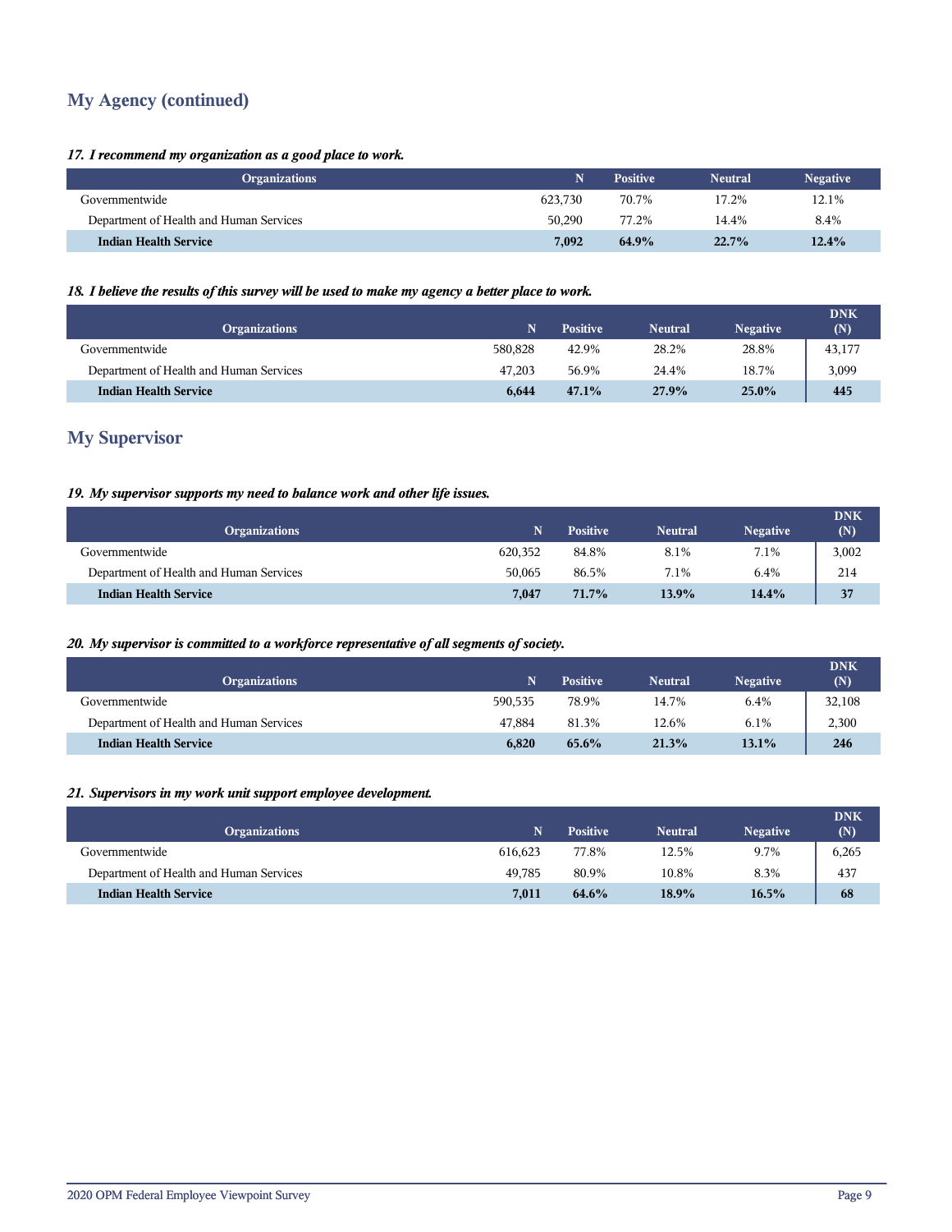## My Agency (continued)

*17. I recommend my organization as a good place to work.*

| Organizations | N | Positive | Neutral | Negative |
|---|---|---|---|---|
| Governmentwide | 623,730 | 70.7% | 17.2% | 12.1% |
| Department of Health and Human Services | 50,290 | 77.2% | 14.4% | 8.4% |
| **Indian Health Service** | **7,092** | **64.9%** | **22.7%** | **12.4%** |

*18. I believe the results of this survey will be used to make my agency a better place to work.*

| Organizations | N | Positive | Neutral | Negative | DNK (N) |
|---|---|---|---|---|---|
| Governmentwide | 580,828 | 42.9% | 28.2% | 28.8% | 43,177 |
| Department of Health and Human Services | 47,203 | 56.9% | 24.4% | 18.7% | 3,099 |
| **Indian Health Service** | **6,644** | **47.1%** | **27.9%** | **25.0%** | **445** |

## My Supervisor

*19. My supervisor supports my need to balance work and other life issues.*

| Organizations | N | Positive | Neutral | Negative | DNK (N) |
|---|---|---|---|---|---|
| Governmentwide | 620,352 | 84.8% | 8.1% | 7.1% | 3,002 |
| Department of Health and Human Services | 50,065 | 86.5% | 7.1% | 6.4% | 214 |
| **Indian Health Service** | **7,047** | **71.7%** | **13.9%** | **14.4%** | **37** |

*20. My supervisor is committed to a workforce representative of all segments of society.*

| Organizations | N | Positive | Neutral | Negative | DNK (N) |
|---|---|---|---|---|---|
| Governmentwide | 590,535 | 78.9% | 14.7% | 6.4% | 32,108 |
| Department of Health and Human Services | 47,884 | 81.3% | 12.6% | 6.1% | 2,300 |
| **Indian Health Service** | **6,820** | **65.6%** | **21.3%** | **13.1%** | **246** |

*21. Supervisors in my work unit support employee development.*

| Organizations | N | Positive | Neutral | Negative | DNK (N) |
|---|---|---|---|---|---|
| Governmentwide | 616,623 | 77.8% | 12.5% | 9.7% | 6,265 |
| Department of Health and Human Services | 49,785 | 80.9% | 10.8% | 8.3% | 437 |
| **Indian Health Service** | **7,011** | **64.6%** | **18.9%** | **16.5%** | **68** |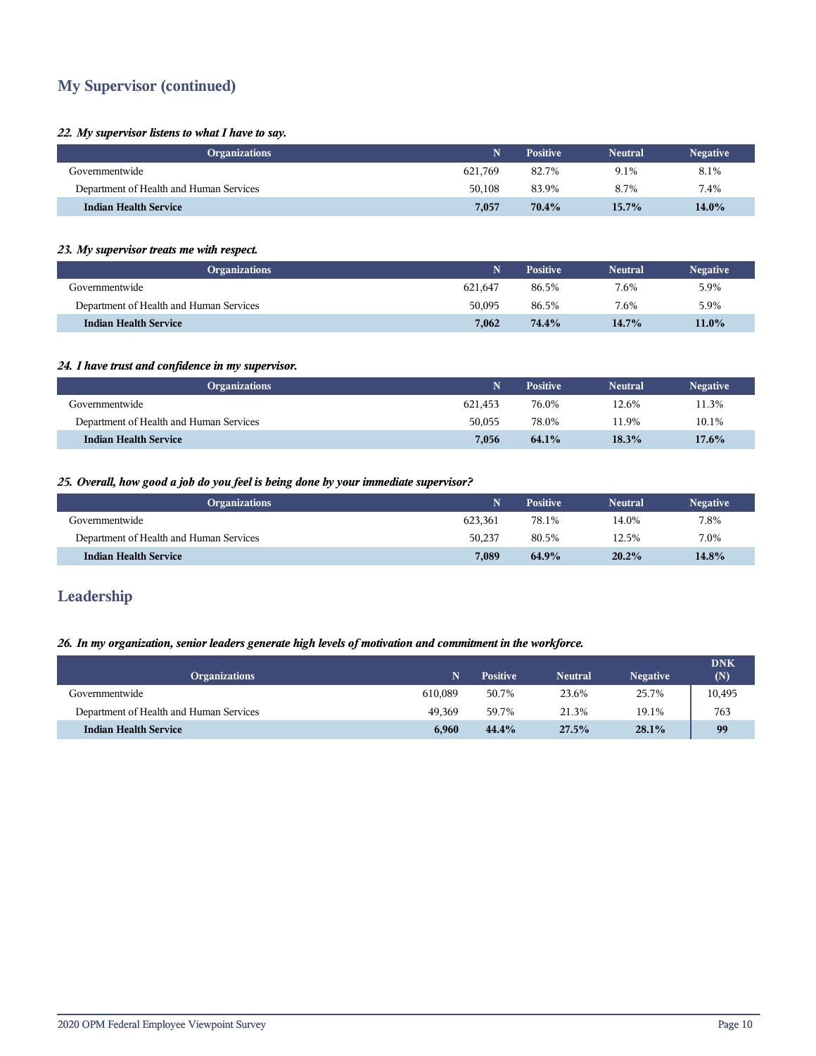## My Supervisor (continued)

*22. My supervisor listens to what I have to say.*

| Organizations | N | Positive | Neutral | Negative |
|---|---|---|---|---|
| Governmentwide | 621,769 | 82.7% | 9.1% | 8.1% |
| Department of Health and Human Services | 50,108 | 83.9% | 8.7% | 7.4% |
| **Indian Health Service** | **7,057** | **70.4%** | **15.7%** | **14.0%** |

*23. My supervisor treats me with respect.*

| Organizations | N | Positive | Neutral | Negative |
|---|---|---|---|---|
| Governmentwide | 621,647 | 86.5% | 7.6% | 5.9% |
| Department of Health and Human Services | 50,095 | 86.5% | 7.6% | 5.9% |
| **Indian Health Service** | **7,062** | **74.4%** | **14.7%** | **11.0%** |

*24. I have trust and confidence in my supervisor.*

| Organizations | N | Positive | Neutral | Negative |
|---|---|---|---|---|
| Governmentwide | 621,453 | 76.0% | 12.6% | 11.3% |
| Department of Health and Human Services | 50,055 | 78.0% | 11.9% | 10.1% |
| **Indian Health Service** | **7,056** | **64.1%** | **18.3%** | **17.6%** |

*25. Overall, how good a job do you feel is being done by your immediate supervisor?*

| Organizations | N | Positive | Neutral | Negative |
|---|---|---|---|---|
| Governmentwide | 623,361 | 78.1% | 14.0% | 7.8% |
| Department of Health and Human Services | 50,237 | 80.5% | 12.5% | 7.0% |
| **Indian Health Service** | **7,089** | **64.9%** | **20.2%** | **14.8%** |

## Leadership

*26. In my organization, senior leaders generate high levels of motivation and commitment in the workforce.*

| Organizations | N | Positive | Neutral | Negative | DNK (N) |
|---|---|---|---|---|---|
| Governmentwide | 610,089 | 50.7% | 23.6% | 25.7% | 10,495 |
| Department of Health and Human Services | 49,369 | 59.7% | 21.3% | 19.1% | 763 |
| **Indian Health Service** | **6,960** | **44.4%** | **27.5%** | **28.1%** | **99** |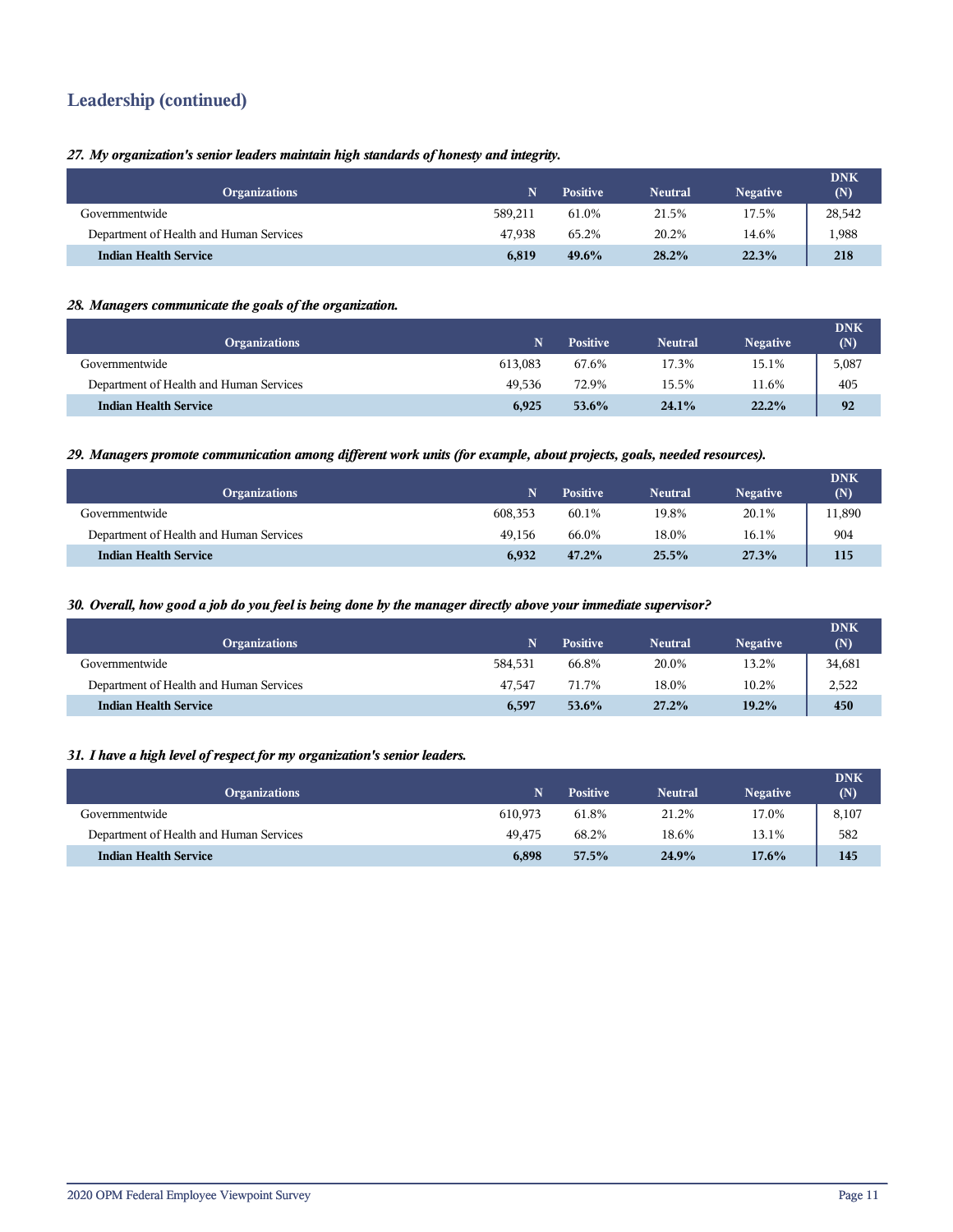## Leadership (continued)

***27. My organization's senior leaders maintain high standards of honesty and integrity.***

| Organizations | N | Positive | Neutral | Negative | DNK (N) |
|---|---|---|---|---|---|
| Governmentwide | 589,211 | 61.0% | 21.5% | 17.5% | 28,542 |
| Department of Health and Human Services | 47,938 | 65.2% | 20.2% | 14.6% | 1,988 |
| **Indian Health Service** | **6,819** | **49.6%** | **28.2%** | **22.3%** | **218** |

***28. Managers communicate the goals of the organization.***

| Organizations | N | Positive | Neutral | Negative | DNK (N) |
|---|---|---|---|---|---|
| Governmentwide | 613,083 | 67.6% | 17.3% | 15.1% | 5,087 |
| Department of Health and Human Services | 49,536 | 72.9% | 15.5% | 11.6% | 405 |
| **Indian Health Service** | **6,925** | **53.6%** | **24.1%** | **22.2%** | **92** |

***29. Managers promote communication among different work units (for example, about projects, goals, needed resources).***

| Organizations | N | Positive | Neutral | Negative | DNK (N) |
|---|---|---|---|---|---|
| Governmentwide | 608,353 | 60.1% | 19.8% | 20.1% | 11,890 |
| Department of Health and Human Services | 49,156 | 66.0% | 18.0% | 16.1% | 904 |
| **Indian Health Service** | **6,932** | **47.2%** | **25.5%** | **27.3%** | **115** |

***30. Overall, how good a job do you feel is being done by the manager directly above your immediate supervisor?***

| Organizations | N | Positive | Neutral | Negative | DNK (N) |
|---|---|---|---|---|---|
| Governmentwide | 584,531 | 66.8% | 20.0% | 13.2% | 34,681 |
| Department of Health and Human Services | 47,547 | 71.7% | 18.0% | 10.2% | 2,522 |
| **Indian Health Service** | **6,597** | **53.6%** | **27.2%** | **19.2%** | **450** |

***31. I have a high level of respect for my organization's senior leaders.***

| Organizations | N | Positive | Neutral | Negative | DNK (N) |
|---|---|---|---|---|---|
| Governmentwide | 610,973 | 61.8% | 21.2% | 17.0% | 8,107 |
| Department of Health and Human Services | 49,475 | 68.2% | 18.6% | 13.1% | 582 |
| **Indian Health Service** | **6,898** | **57.5%** | **24.9%** | **17.6%** | **145** |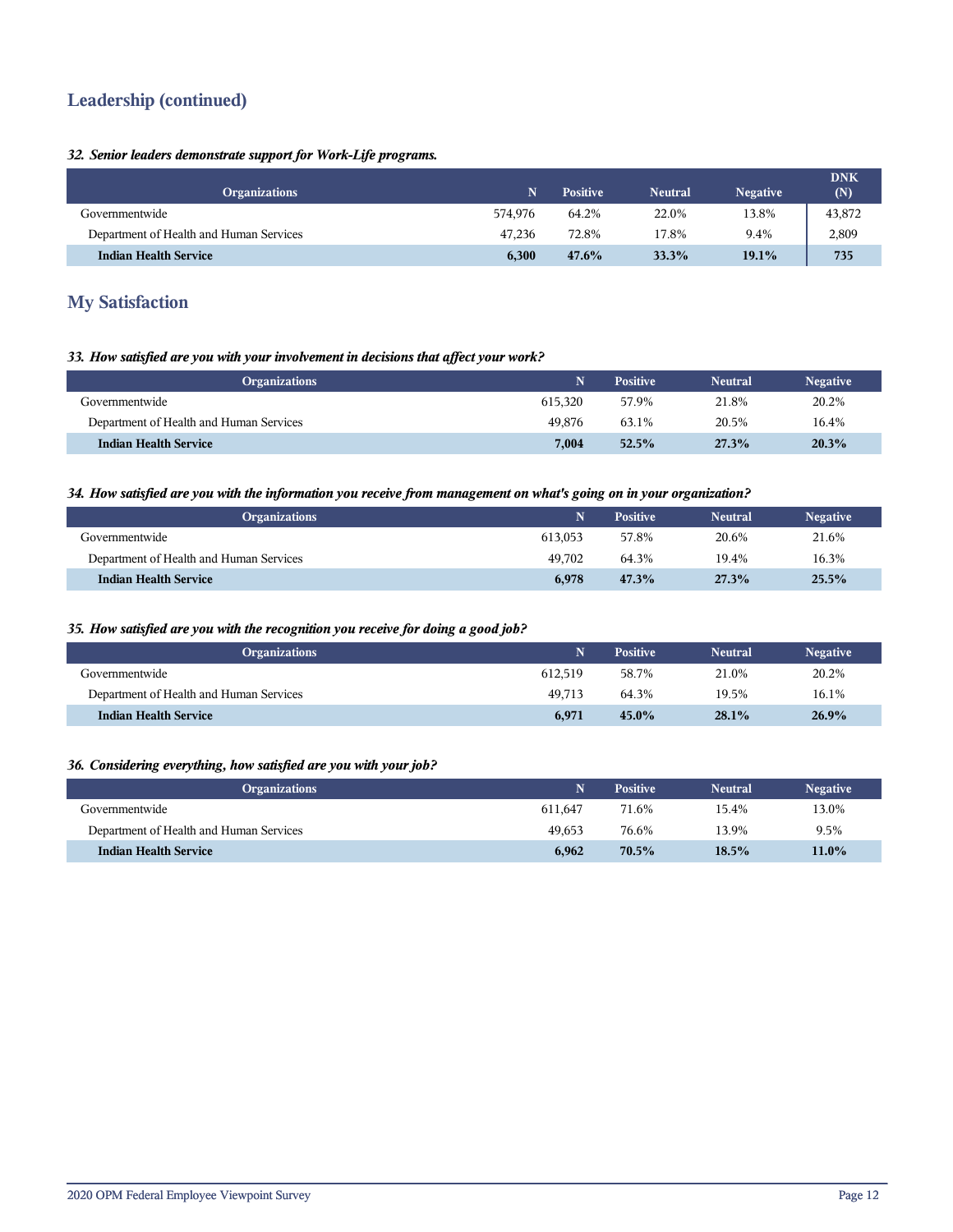## Leadership (continued)

***32. Senior leaders demonstrate support for Work-Life programs.***

| Organizations | N | Positive | Neutral | Negative | DNK (N) |
|---|---|---|---|---|---|
| Governmentwide | 574,976 | 64.2% | 22.0% | 13.8% | 43,872 |
| Department of Health and Human Services | 47,236 | 72.8% | 17.8% | 9.4% | 2,809 |
| **Indian Health Service** | **6,300** | **47.6%** | **33.3%** | **19.1%** | **735** |

## My Satisfaction

***33. How satisfied are you with your involvement in decisions that affect your work?***

| Organizations | N | Positive | Neutral | Negative |
|---|---|---|---|---|
| Governmentwide | 615,320 | 57.9% | 21.8% | 20.2% |
| Department of Health and Human Services | 49,876 | 63.1% | 20.5% | 16.4% |
| **Indian Health Service** | **7,004** | **52.5%** | **27.3%** | **20.3%** |

***34. How satisfied are you with the information you receive from management on what's going on in your organization?***

| Organizations | N | Positive | Neutral | Negative |
|---|---|---|---|---|
| Governmentwide | 613,053 | 57.8% | 20.6% | 21.6% |
| Department of Health and Human Services | 49,702 | 64.3% | 19.4% | 16.3% |
| **Indian Health Service** | **6,978** | **47.3%** | **27.3%** | **25.5%** |

***35. How satisfied are you with the recognition you receive for doing a good job?***

| Organizations | N | Positive | Neutral | Negative |
|---|---|---|---|---|
| Governmentwide | 612,519 | 58.7% | 21.0% | 20.2% |
| Department of Health and Human Services | 49,713 | 64.3% | 19.5% | 16.1% |
| **Indian Health Service** | **6,971** | **45.0%** | **28.1%** | **26.9%** |

***36. Considering everything, how satisfied are you with your job?***

| Organizations | N | Positive | Neutral | Negative |
|---|---|---|---|---|
| Governmentwide | 611,647 | 71.6% | 15.4% | 13.0% |
| Department of Health and Human Services | 49,653 | 76.6% | 13.9% | 9.5% |
| **Indian Health Service** | **6,962** | **70.5%** | **18.5%** | **11.0%** |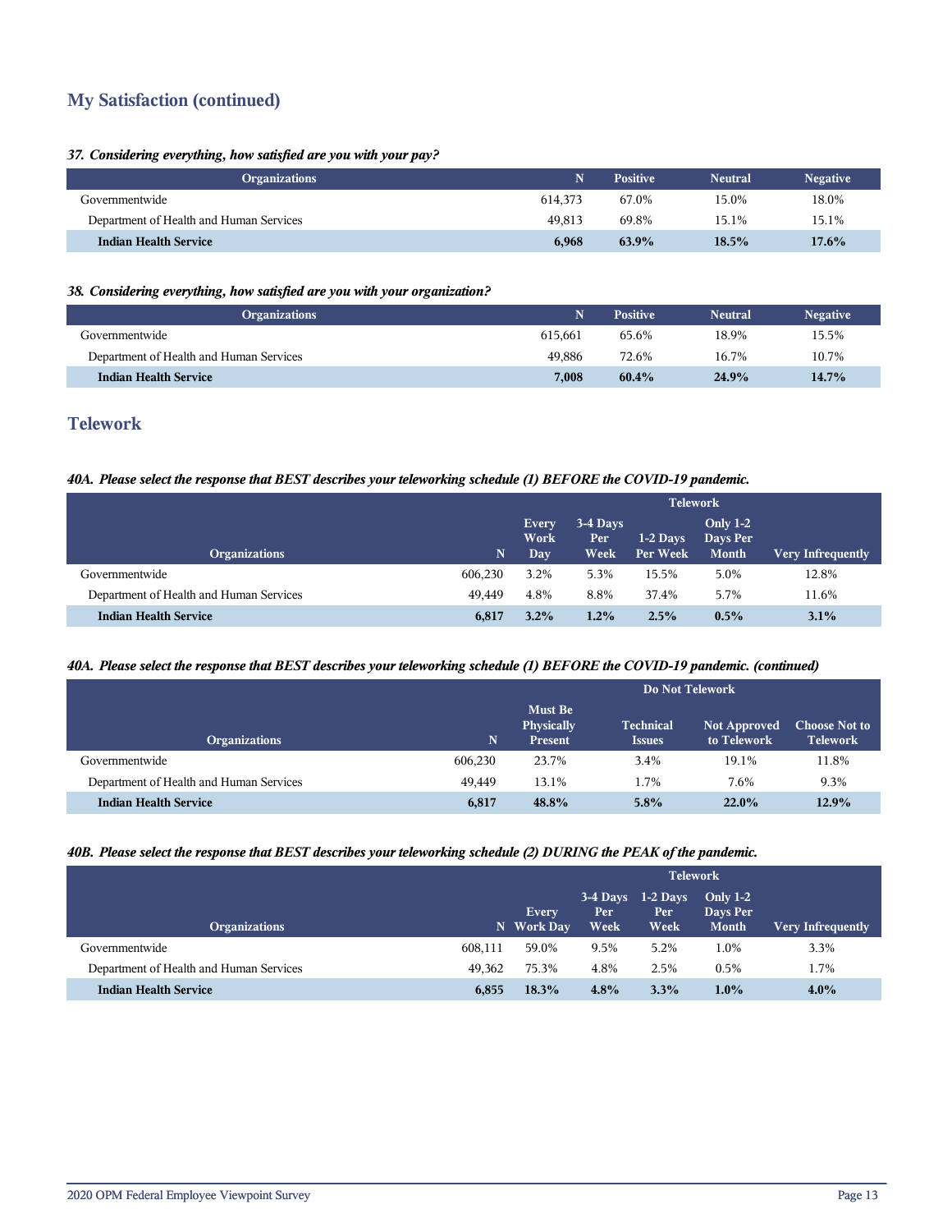## My Satisfaction (continued)

***37. Considering everything, how satisfied are you with your pay?***

| Organizations | N | Positive | Neutral | Negative |
|---|---|---|---|---|
| Governmentwide | 614,373 | 67.0% | 15.0% | 18.0% |
| Department of Health and Human Services | 49,813 | 69.8% | 15.1% | 15.1% |
| **Indian Health Service** | **6,968** | **63.9%** | **18.5%** | **17.6%** |

***38. Considering everything, how satisfied are you with your organization?***

| Organizations | N | Positive | Neutral | Negative |
|---|---|---|---|---|
| Governmentwide | 615,661 | 65.6% | 18.9% | 15.5% |
| Department of Health and Human Services | 49,886 | 72.6% | 16.7% | 10.7% |
| **Indian Health Service** | **7,008** | **60.4%** | **24.9%** | **14.7%** |

## Telework

***40A. Please select the response that BEST describes your teleworking schedule (1) BEFORE the COVID-19 pandemic.***

| | | Telework | | | | |
|---|---|---|---|---|---|---|
| Organizations | N | Every Work Day | 3-4 Days Per Week | 1-2 Days Per Week | Only 1-2 Days Per Month | Very Infrequently |
| Governmentwide | 606,230 | 3.2% | 5.3% | 15.5% | 5.0% | 12.8% |
| Department of Health and Human Services | 49,449 | 4.8% | 8.8% | 37.4% | 5.7% | 11.6% |
| **Indian Health Service** | **6,817** | **3.2%** | **1.2%** | **2.5%** | **0.5%** | **3.1%** |

***40A. Please select the response that BEST describes your teleworking schedule (1) BEFORE the COVID-19 pandemic. (continued)***

| | | Do Not Telework | | | |
|---|---|---|---|---|---|
| Organizations | N | Must Be Physically Present | Technical Issues | Not Approved to Telework | Choose Not to Telework |
| Governmentwide | 606,230 | 23.7% | 3.4% | 19.1% | 11.8% |
| Department of Health and Human Services | 49,449 | 13.1% | 1.7% | 7.6% | 9.3% |
| **Indian Health Service** | **6,817** | **48.8%** | **5.8%** | **22.0%** | **12.9%** |

***40B. Please select the response that BEST describes your teleworking schedule (2) DURING the PEAK of the pandemic.***

| | | Telework | | | | |
|---|---|---|---|---|---|---|
| Organizations | N | Every Work Day | 3-4 Days Per Week | 1-2 Days Per Week | Only 1-2 Days Per Month | Very Infrequently |
| Governmentwide | 608,111 | 59.0% | 9.5% | 5.2% | 1.0% | 3.3% |
| Department of Health and Human Services | 49,362 | 75.3% | 4.8% | 2.5% | 0.5% | 1.7% |
| **Indian Health Service** | **6,855** | **18.3%** | **4.8%** | **3.3%** | **1.0%** | **4.0%** |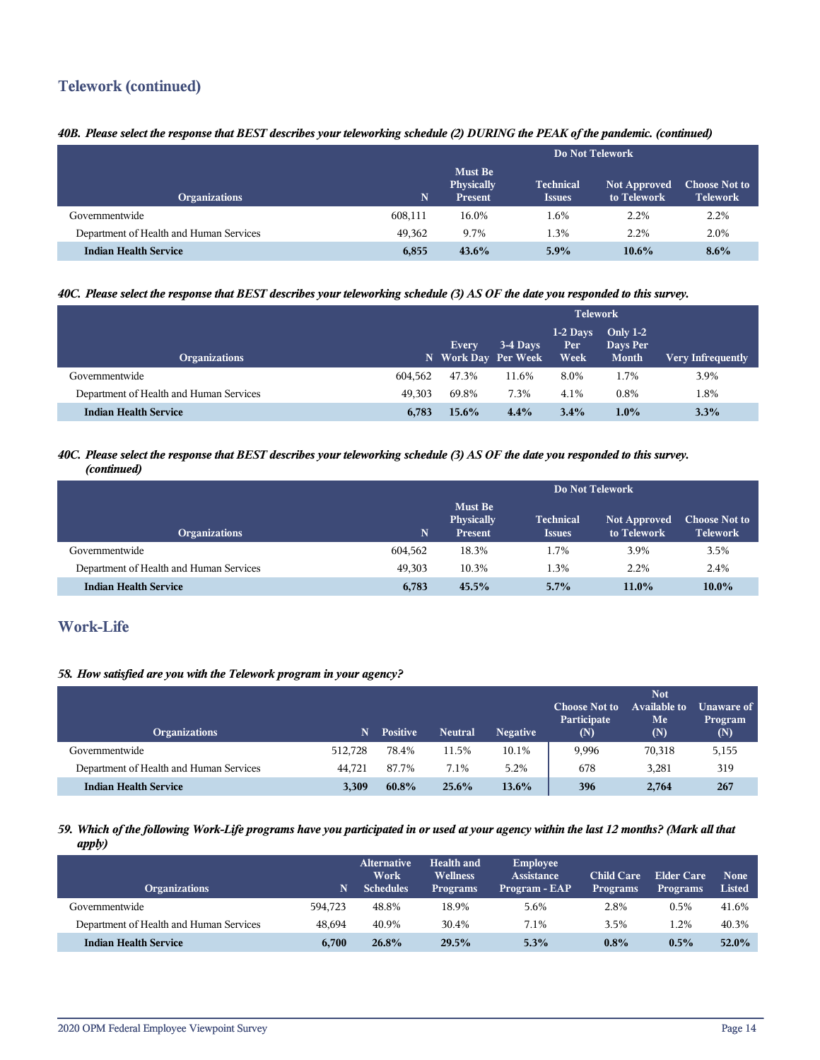## Telework (continued)

***40B. Please select the response that BEST describes your teleworking schedule (2) DURING the PEAK of the pandemic. (continued)***

| Organizations | N | Do Not Telework | | | |
|---|---|---|---|---|---|
| | | Must Be Physically Present | Technical Issues | Not Approved to Telework | Choose Not to Telework |
| Governmentwide | 608,111 | 16.0% | 1.6% | 2.2% | 2.2% |
| Department of Health and Human Services | 49,362 | 9.7% | 1.3% | 2.2% | 2.0% |
| **Indian Health Service** | **6,855** | **43.6%** | **5.9%** | **10.6%** | **8.6%** |

***40C. Please select the response that BEST describes your teleworking schedule (3) AS OF the date you responded to this survey.***

| Organizations | N | Telework | | | | |
|---|---|---|---|---|---|---|
| | | Every Work Day | 3-4 Days Per Week | 1-2 Days Per Week | Only 1-2 Days Per Month | Very Infrequently |
| Governmentwide | 604,562 | 47.3% | 11.6% | 8.0% | 1.7% | 3.9% |
| Department of Health and Human Services | 49,303 | 69.8% | 7.3% | 4.1% | 0.8% | 1.8% |
| **Indian Health Service** | **6,783** | **15.6%** | **4.4%** | **3.4%** | **1.0%** | **3.3%** |

***40C. Please select the response that BEST describes your teleworking schedule (3) AS OF the date you responded to this survey. (continued)***

| Organizations | N | Do Not Telework | | | |
|---|---|---|---|---|---|
| | | Must Be Physically Present | Technical Issues | Not Approved to Telework | Choose Not to Telework |
| Governmentwide | 604,562 | 18.3% | 1.7% | 3.9% | 3.5% |
| Department of Health and Human Services | 49,303 | 10.3% | 1.3% | 2.2% | 2.4% |
| **Indian Health Service** | **6,783** | **45.5%** | **5.7%** | **11.0%** | **10.0%** |

## Work-Life

***58. How satisfied are you with the Telework program in your agency?***

| Organizations | N | Positive | Neutral | Negative | Choose Not to Participate (N) | Not Available to Me (N) | Unaware of Program (N) |
|---|---|---|---|---|---|---|---|
| Governmentwide | 512,728 | 78.4% | 11.5% | 10.1% | 9,996 | 70,318 | 5,155 |
| Department of Health and Human Services | 44,721 | 87.7% | 7.1% | 5.2% | 678 | 3,281 | 319 |
| **Indian Health Service** | **3,309** | **60.8%** | **25.6%** | **13.6%** | **396** | **2,764** | **267** |

***59. Which of the following Work-Life programs have you participated in or used at your agency within the last 12 months? (Mark all that apply)***

| Organizations | N | Alternative Work Schedules | Health and Wellness Programs | Employee Assistance Program - EAP | Child Care Programs | Elder Care Programs | None Listed |
|---|---|---|---|---|---|---|---|
| Governmentwide | 594,723 | 48.8% | 18.9% | 5.6% | 2.8% | 0.5% | 41.6% |
| Department of Health and Human Services | 48,694 | 40.9% | 30.4% | 7.1% | 3.5% | 1.2% | 40.3% |
| **Indian Health Service** | **6,700** | **26.8%** | **29.5%** | **5.3%** | **0.8%** | **0.5%** | **52.0%** |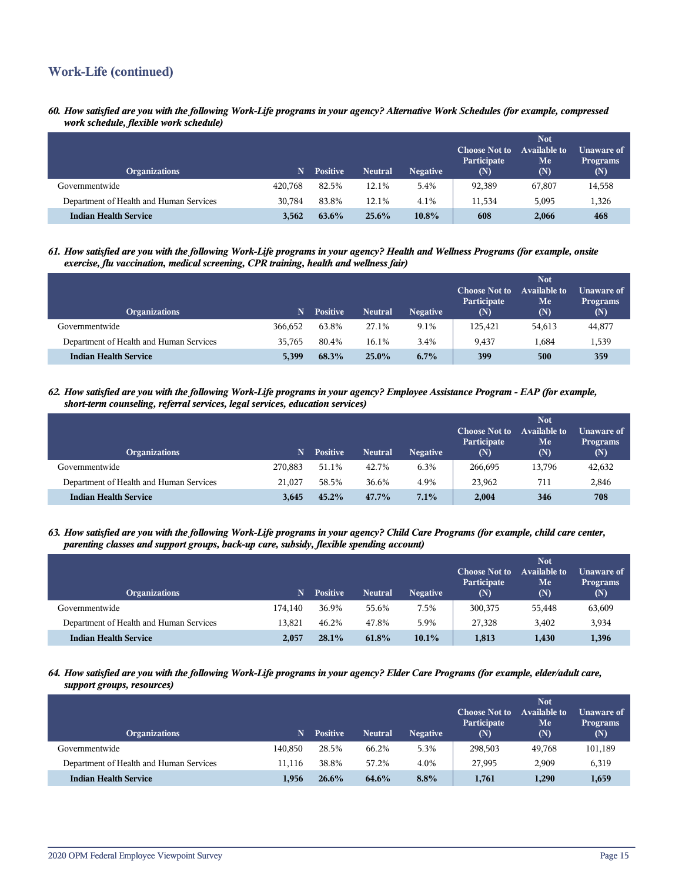## Work-Life (continued)

*60. How satisfied are you with the following Work-Life programs in your agency? Alternative Work Schedules (for example, compressed work schedule, flexible work schedule)*

| Organizations | N | Positive | Neutral | Negative | Choose Not to Participate (N) | Not Available to Me (N) | Unaware of Programs (N) |
|---|---|---|---|---|---|---|---|
| Governmentwide | 420,768 | 82.5% | 12.1% | 5.4% | 92,389 | 67,807 | 14,558 |
| Department of Health and Human Services | 30,784 | 83.8% | 12.1% | 4.1% | 11,534 | 5,095 | 1,326 |
| **Indian Health Service** | **3,562** | **63.6%** | **25.6%** | **10.8%** | **608** | **2,066** | **468** |

*61. How satisfied are you with the following Work-Life programs in your agency? Health and Wellness Programs (for example, onsite exercise, flu vaccination, medical screening, CPR training, health and wellness fair)*

| Organizations | N | Positive | Neutral | Negative | Choose Not to Participate (N) | Not Available to Me (N) | Unaware of Programs (N) |
|---|---|---|---|---|---|---|---|
| Governmentwide | 366,652 | 63.8% | 27.1% | 9.1% | 125,421 | 54,613 | 44,877 |
| Department of Health and Human Services | 35,765 | 80.4% | 16.1% | 3.4% | 9,437 | 1,684 | 1,539 |
| **Indian Health Service** | **5,399** | **68.3%** | **25.0%** | **6.7%** | **399** | **500** | **359** |

*62. How satisfied are you with the following Work-Life programs in your agency? Employee Assistance Program - EAP (for example, short-term counseling, referral services, legal services, education services)*

| Organizations | N | Positive | Neutral | Negative | Choose Not to Participate (N) | Not Available to Me (N) | Unaware of Programs (N) |
|---|---|---|---|---|---|---|---|
| Governmentwide | 270,883 | 51.1% | 42.7% | 6.3% | 266,695 | 13,796 | 42,632 |
| Department of Health and Human Services | 21,027 | 58.5% | 36.6% | 4.9% | 23,962 | 711 | 2,846 |
| **Indian Health Service** | **3,645** | **45.2%** | **47.7%** | **7.1%** | **2,004** | **346** | **708** |

*63. How satisfied are you with the following Work-Life programs in your agency? Child Care Programs (for example, child care center, parenting classes and support groups, back-up care, subsidy, flexible spending account)*

| Organizations | N | Positive | Neutral | Negative | Choose Not to Participate (N) | Not Available to Me (N) | Unaware of Programs (N) |
|---|---|---|---|---|---|---|---|
| Governmentwide | 174,140 | 36.9% | 55.6% | 7.5% | 300,375 | 55,448 | 63,609 |
| Department of Health and Human Services | 13,821 | 46.2% | 47.8% | 5.9% | 27,328 | 3,402 | 3,934 |
| **Indian Health Service** | **2,057** | **28.1%** | **61.8%** | **10.1%** | **1,813** | **1,430** | **1,396** |

*64. How satisfied are you with the following Work-Life programs in your agency? Elder Care Programs (for example, elder/adult care, support groups, resources)*

| Organizations | N | Positive | Neutral | Negative | Choose Not to Participate (N) | Not Available to Me (N) | Unaware of Programs (N) |
|---|---|---|---|---|---|---|---|
| Governmentwide | 140,850 | 28.5% | 66.2% | 5.3% | 298,503 | 49,768 | 101,189 |
| Department of Health and Human Services | 11,116 | 38.8% | 57.2% | 4.0% | 27,995 | 2,909 | 6,319 |
| **Indian Health Service** | **1,956** | **26.6%** | **64.6%** | **8.8%** | **1,761** | **1,290** | **1,659** |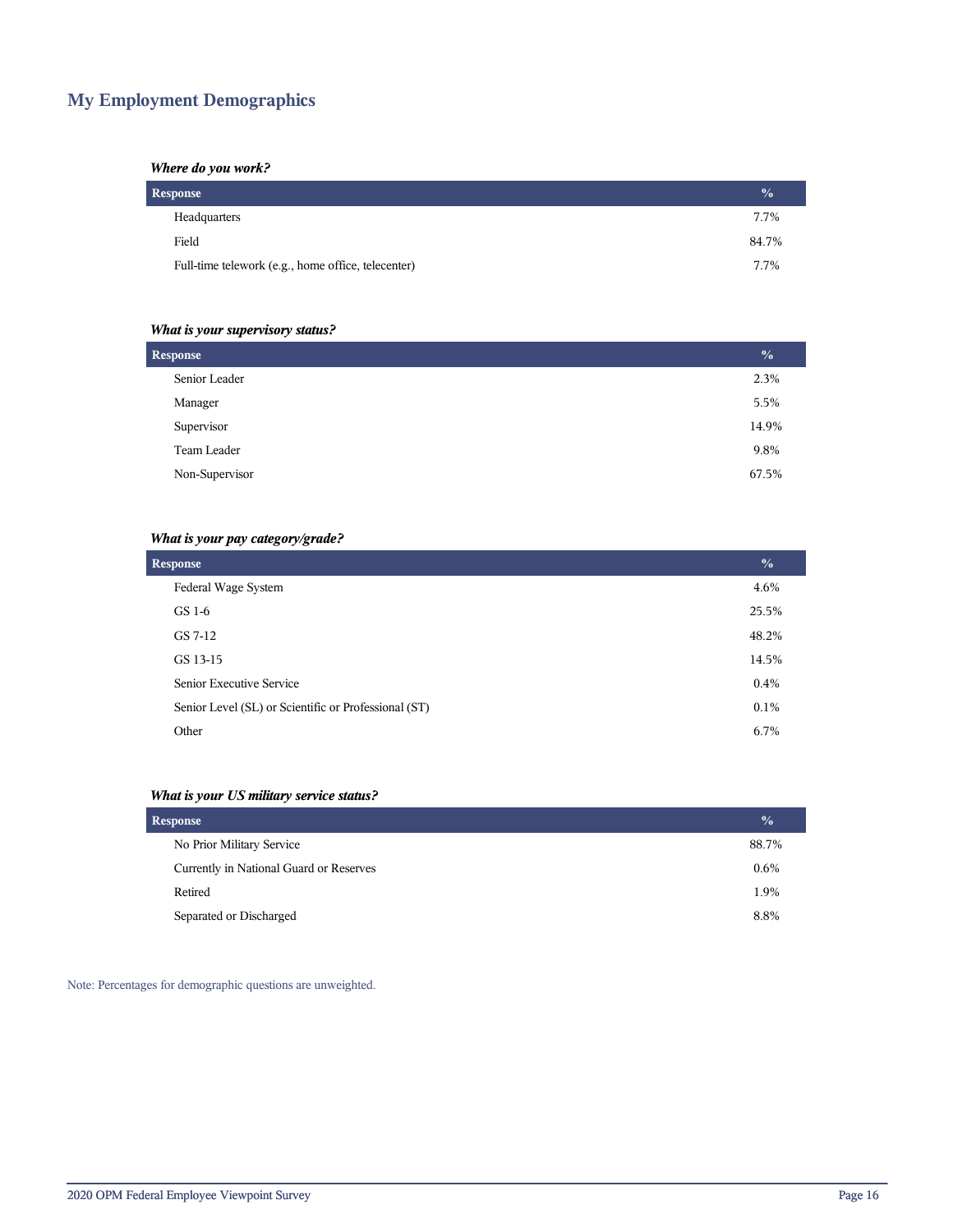## My Employment Demographics

***Where do you work?***

| Response | % |
|---|---|
| Headquarters | 7.7% |
| Field | 84.7% |
| Full-time telework (e.g., home office, telecenter) | 7.7% |

***What is your supervisory status?***

| Response | % |
|---|---|
| Senior Leader | 2.3% |
| Manager | 5.5% |
| Supervisor | 14.9% |
| Team Leader | 9.8% |
| Non-Supervisor | 67.5% |

***What is your pay category/grade?***

| Response | % |
|---|---|
| Federal Wage System | 4.6% |
| GS 1-6 | 25.5% |
| GS 7-12 | 48.2% |
| GS 13-15 | 14.5% |
| Senior Executive Service | 0.4% |
| Senior Level (SL) or Scientific or Professional (ST) | 0.1% |
| Other | 6.7% |

***What is your US military service status?***

| Response | % |
|---|---|
| No Prior Military Service | 88.7% |
| Currently in National Guard or Reserves | 0.6% |
| Retired | 1.9% |
| Separated or Discharged | 8.8% |

Note: Percentages for demographic questions are unweighted.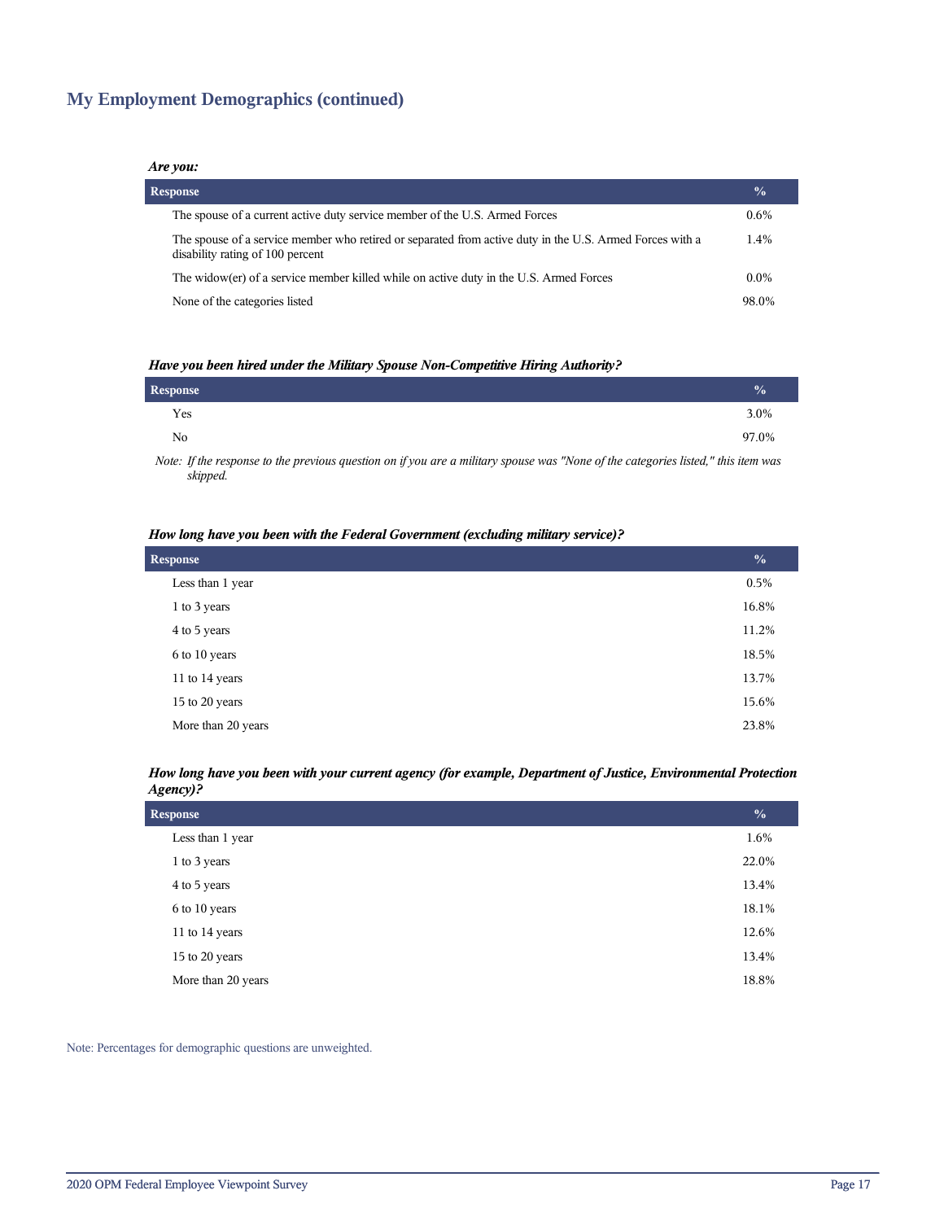## My Employment Demographics (continued)

***Are you:***

| Response | % |
|---|---|
| The spouse of a current active duty service member of the U.S. Armed Forces | 0.6% |
| The spouse of a service member who retired or separated from active duty in the U.S. Armed Forces with a disability rating of 100 percent | 1.4% |
| The widow(er) of a service member killed while on active duty in the U.S. Armed Forces | 0.0% |
| None of the categories listed | 98.0% |

***Have you been hired under the Military Spouse Non-Competitive Hiring Authority?***

| Response | % |
|---|---|
| Yes | 3.0% |
| No | 97.0% |

*Note: If the response to the previous question on if you are a military spouse was "None of the categories listed," this item was skipped.*

***How long have you been with the Federal Government (excluding military service)?***

| Response | % |
|---|---|
| Less than 1 year | 0.5% |
| 1 to 3 years | 16.8% |
| 4 to 5 years | 11.2% |
| 6 to 10 years | 18.5% |
| 11 to 14 years | 13.7% |
| 15 to 20 years | 15.6% |
| More than 20 years | 23.8% |

***How long have you been with your current agency (for example, Department of Justice, Environmental Protection Agency)?***

| Response | % |
|---|---|
| Less than 1 year | 1.6% |
| 1 to 3 years | 22.0% |
| 4 to 5 years | 13.4% |
| 6 to 10 years | 18.1% |
| 11 to 14 years | 12.6% |
| 15 to 20 years | 13.4% |
| More than 20 years | 18.8% |

Note: Percentages for demographic questions are unweighted.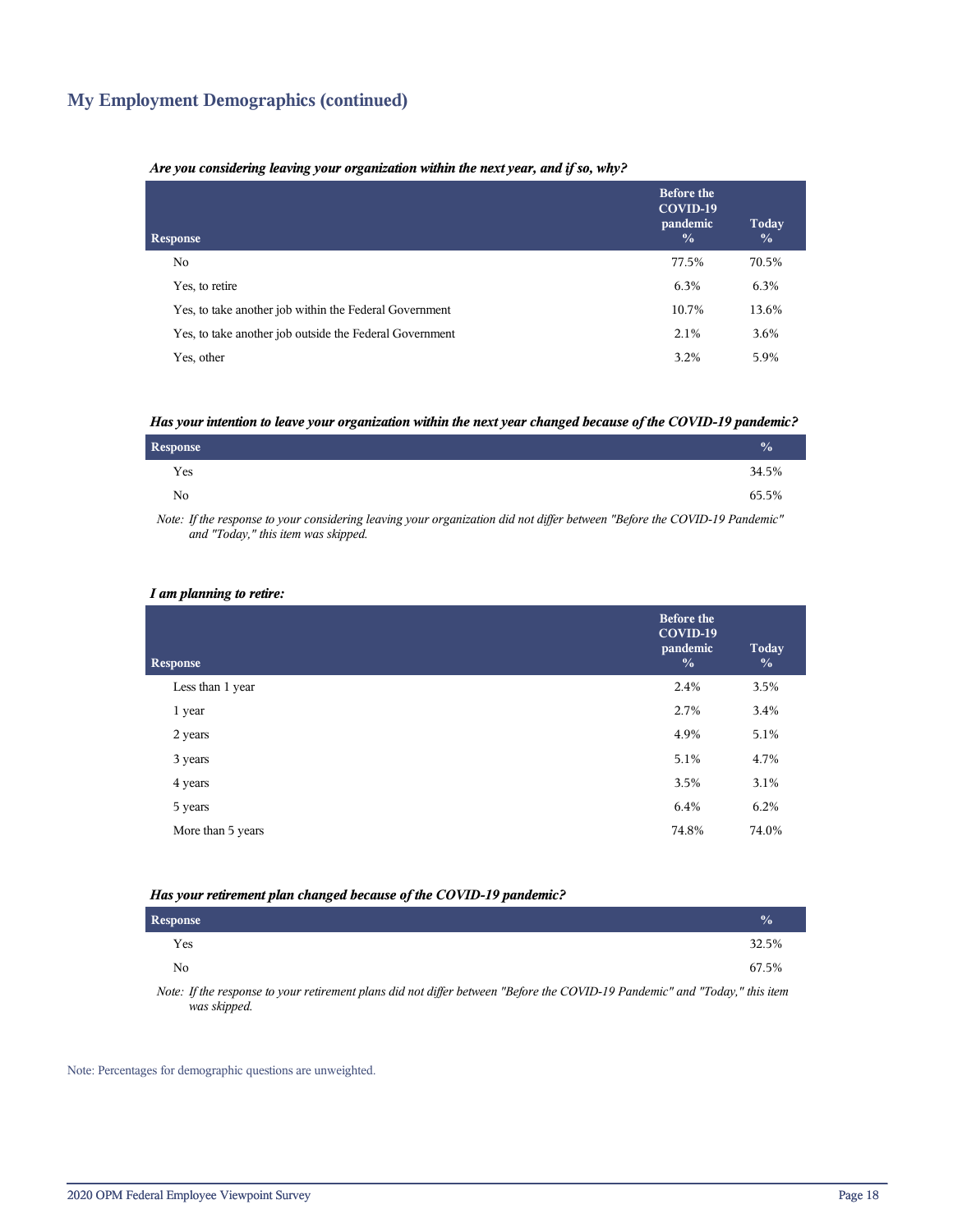## My Employment Demographics (continued)

***Are you considering leaving your organization within the next year, and if so, why?***

| Response | Before the COVID-19 pandemic % | Today % |
|---|---|---|
| No | 77.5% | 70.5% |
| Yes, to retire | 6.3% | 6.3% |
| Yes, to take another job within the Federal Government | 10.7% | 13.6% |
| Yes, to take another job outside the Federal Government | 2.1% | 3.6% |
| Yes, other | 3.2% | 5.9% |

***Has your intention to leave your organization within the next year changed because of the COVID-19 pandemic?***

| Response | % |
|---|---|
| Yes | 34.5% |
| No | 65.5% |

*Note: If the response to your considering leaving your organization did not differ between "Before the COVID-19 Pandemic" and "Today," this item was skipped.*

***I am planning to retire:***

| Response | Before the COVID-19 pandemic % | Today % |
|---|---|---|
| Less than 1 year | 2.4% | 3.5% |
| 1 year | 2.7% | 3.4% |
| 2 years | 4.9% | 5.1% |
| 3 years | 5.1% | 4.7% |
| 4 years | 3.5% | 3.1% |
| 5 years | 6.4% | 6.2% |
| More than 5 years | 74.8% | 74.0% |

***Has your retirement plan changed because of the COVID-19 pandemic?***

| Response | % |
|---|---|
| Yes | 32.5% |
| No | 67.5% |

*Note: If the response to your retirement plans did not differ between "Before the COVID-19 Pandemic" and "Today," this item was skipped.*

Note: Percentages for demographic questions are unweighted.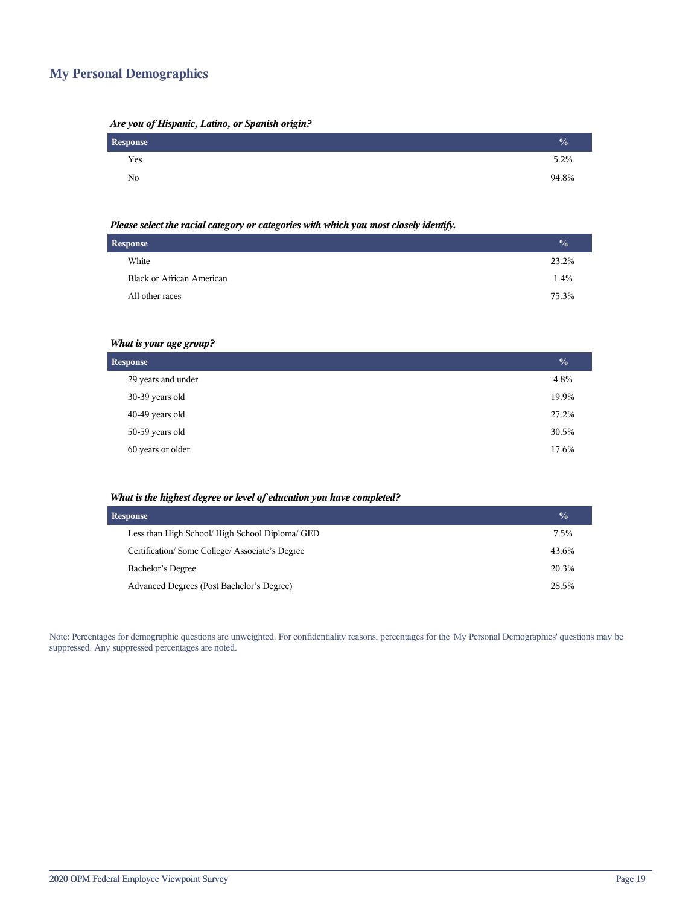## My Personal Demographics

***Are you of Hispanic, Latino, or Spanish origin?***

| Response | % |
|---|---|
| Yes | 5.2% |
| No | 94.8% |

***Please select the racial category or categories with which you most closely identify.***

| Response | % |
|---|---|
| White | 23.2% |
| Black or African American | 1.4% |
| All other races | 75.3% |

***What is your age group?***

| Response | % |
|---|---|
| 29 years and under | 4.8% |
| 30-39 years old | 19.9% |
| 40-49 years old | 27.2% |
| 50-59 years old | 30.5% |
| 60 years or older | 17.6% |

***What is the highest degree or level of education you have completed?***

| Response | % |
|---|---|
| Less than High School/ High School Diploma/ GED | 7.5% |
| Certification/ Some College/ Associate's Degree | 43.6% |
| Bachelor's Degree | 20.3% |
| Advanced Degrees (Post Bachelor's Degree) | 28.5% |

Note: Percentages for demographic questions are unweighted. For confidentiality reasons, percentages for the 'My Personal Demographics' questions may be suppressed. Any suppressed percentages are noted.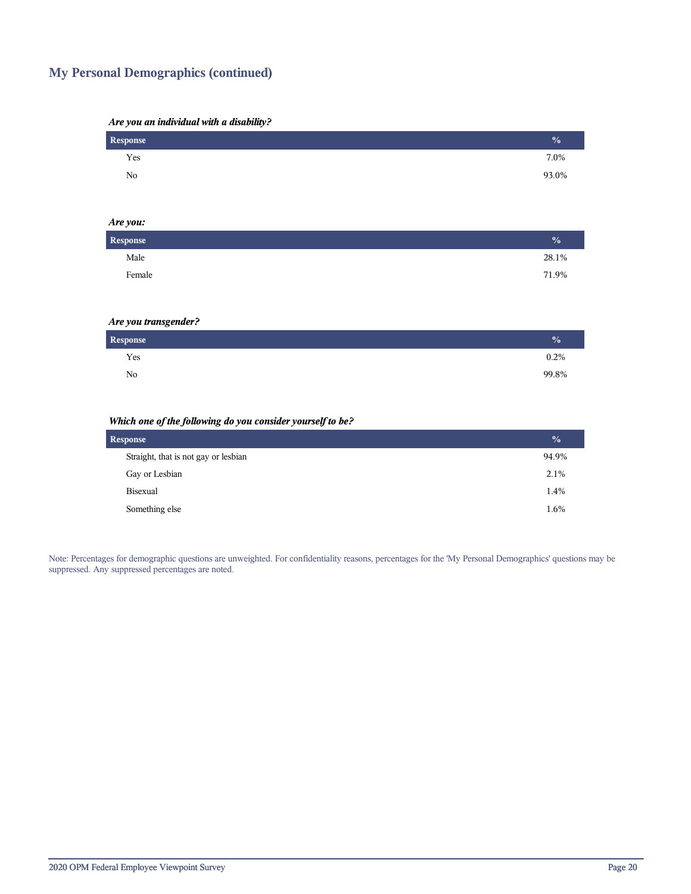## My Personal Demographics (continued)

***Are you an individual with a disability?***

| Response | % |
|---|---|
| Yes | 7.0% |
| No | 93.0% |

***Are you:***

| Response | % |
|---|---|
| Male | 28.1% |
| Female | 71.9% |

***Are you transgender?***

| Response | % |
|---|---|
| Yes | 0.2% |
| No | 99.8% |

***Which one of the following do you consider yourself to be?***

| Response | % |
|---|---|
| Straight, that is not gay or lesbian | 94.9% |
| Gay or Lesbian | 2.1% |
| Bisexual | 1.4% |
| Something else | 1.6% |

Note: Percentages for demographic questions are unweighted. For confidentiality reasons, percentages for the 'My Personal Demographics' questions may be suppressed. Any suppressed percentages are noted.